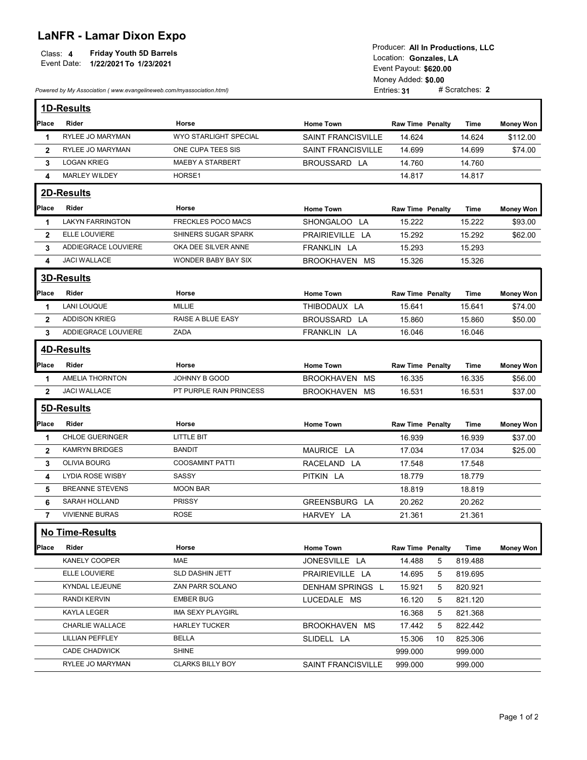# LaNFR - Lamar Dixon Expo

Class: **4** **Friday Youth 5D Barrels**
Event Date: **1/22/2021 To 1/23/2021**

Producer: **All In Productions, LLC**
Location: **Gonzales, LA**
Event Payout: **$620.00**
Money Added: **$0.00**
Entries: **31** # Scratches: **2**

*Powered by My Association ( www.evangelineweb.com/myassociation.html)*

## 1D-Results

| Place | Rider | Horse | Home Town | Raw Time | Penalty | Time | Money Won |
|---|---|---|---|---|---|---|---|
| 1 | RYLEE JO MARYMAN | WYO STARLIGHT SPECIAL | SAINT FRANCISVILLE | 14.624 | | 14.624 | $112.00 |
| 2 | RYLEE JO MARYMAN | ONE CUPA TEES SIS | SAINT FRANCISVILLE | 14.699 | | 14.699 | $74.00 |
| 3 | LOGAN KRIEG | MAEBY A STARBERT | BROUSSARD LA | 14.760 | | 14.760 | |
| 4 | MARLEY WILDEY | HORSE1 | | 14.817 | | 14.817 | |

## 2D-Results

| Place | Rider | Horse | Home Town | Raw Time | Penalty | Time | Money Won |
|---|---|---|---|---|---|---|---|
| 1 | LAKYN FARRINGTON | FRECKLES POCO MACS | SHONGALOO LA | 15.222 | | 15.222 | $93.00 |
| 2 | ELLE LOUVIERE | SHINERS SUGAR SPARK | PRAIRIEVILLE LA | 15.292 | | 15.292 | $62.00 |
| 3 | ADDIEGRACE LOUVIERE | OKA DEE SILVER ANNE | FRANKLIN LA | 15.293 | | 15.293 | |
| 4 | JACI WALLACE | WONDER BABY BAY SIX | BROOKHAVEN MS | 15.326 | | 15.326 | |

## 3D-Results

| Place | Rider | Horse | Home Town | Raw Time | Penalty | Time | Money Won |
|---|---|---|---|---|---|---|---|
| 1 | LANI LOUQUE | MILLIE | THIBODAUX LA | 15.641 | | 15.641 | $74.00 |
| 2 | ADDISON KRIEG | RAISE A BLUE EASY | BROUSSARD LA | 15.860 | | 15.860 | $50.00 |
| 3 | ADDIEGRACE LOUVIERE | ZADA | FRANKLIN LA | 16.046 | | 16.046 | |

## 4D-Results

| Place | Rider | Horse | Home Town | Raw Time | Penalty | Time | Money Won |
|---|---|---|---|---|---|---|---|
| 1 | AMELIA THORNTON | JOHNNY B GOOD | BROOKHAVEN MS | 16.335 | | 16.335 | $56.00 |
| 2 | JACI WALLACE | PT PURPLE RAIN PRINCESS | BROOKHAVEN MS | 16.531 | | 16.531 | $37.00 |

## 5D-Results

| Place | Rider | Horse | Home Town | Raw Time | Penalty | Time | Money Won |
|---|---|---|---|---|---|---|---|
| 1 | CHLOE GUERINGER | LITTLE BIT | | 16.939 | | 16.939 | $37.00 |
| 2 | KAMRYN BRIDGES | BANDIT | MAURICE LA | 17.034 | | 17.034 | $25.00 |
| 3 | OLIVIA BOURG | COOSAMINT PATTI | RACELAND LA | 17.548 | | 17.548 | |
| 4 | LYDIA ROSE WISBY | SASSY | PITKIN LA | 18.779 | | 18.779 | |
| 5 | BREANNE STEVENS | MOON BAR | | 18.819 | | 18.819 | |
| 6 | SARAH HOLLAND | PRISSY | GREENSBURG LA | 20.262 | | 20.262 | |
| 7 | VIVIENNE BURAS | ROSE | HARVEY LA | 21.361 | | 21.361 | |

## No Time-Results

| Place | Rider | Horse | Home Town | Raw Time | Penalty | Time | Money Won |
|---|---|---|---|---|---|---|---|
| | KANELY COOPER | MAE | JONESVILLE LA | 14.488 | 5 | 819.488 | |
| | ELLE LOUVIERE | SLD DASHIN JETT | PRAIRIEVILLE LA | 14.695 | 5 | 819.695 | |
| | KYNDAL LEJEUNE | ZAN PARR SOLANO | DENHAM SPRINGS L | 15.921 | 5 | 820.921 | |
| | RANDI KERVIN | EMBER BUG | LUCEDALE MS | 16.120 | 5 | 821.120 | |
| | KAYLA LEGER | IMA SEXY PLAYGIRL | | 16.368 | 5 | 821.368 | |
| | CHARLIE WALLACE | HARLEY TUCKER | BROOKHAVEN MS | 17.442 | 5 | 822.442 | |
| | LILLIAN PEFFLEY | BELLA | SLIDELL LA | 15.306 | 10 | 825.306 | |
| | CADE CHADWICK | SHINE | | 999.000 | | 999.000 | |
| | RYLEE JO MARYMAN | CLARKS BILLY BOY | SAINT FRANCISVILLE | 999.000 | | 999.000 | |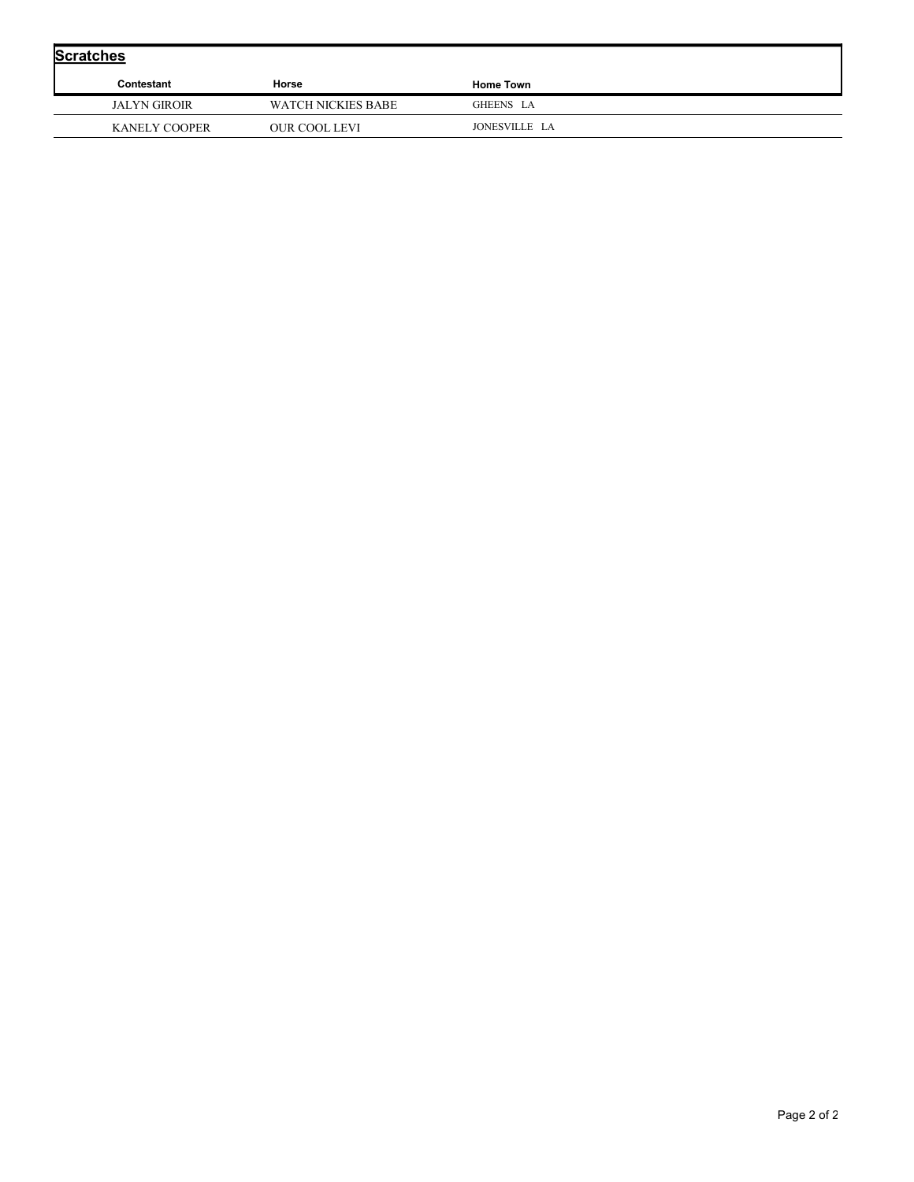## Scratches

| Contestant | Horse | Home Town |
| --- | --- | --- |
| JALYN GIROIR | WATCH NICKIES BABE | GHEENS LA |
| KANELY COOPER | OUR COOL LEVI | JONESVILLE LA |